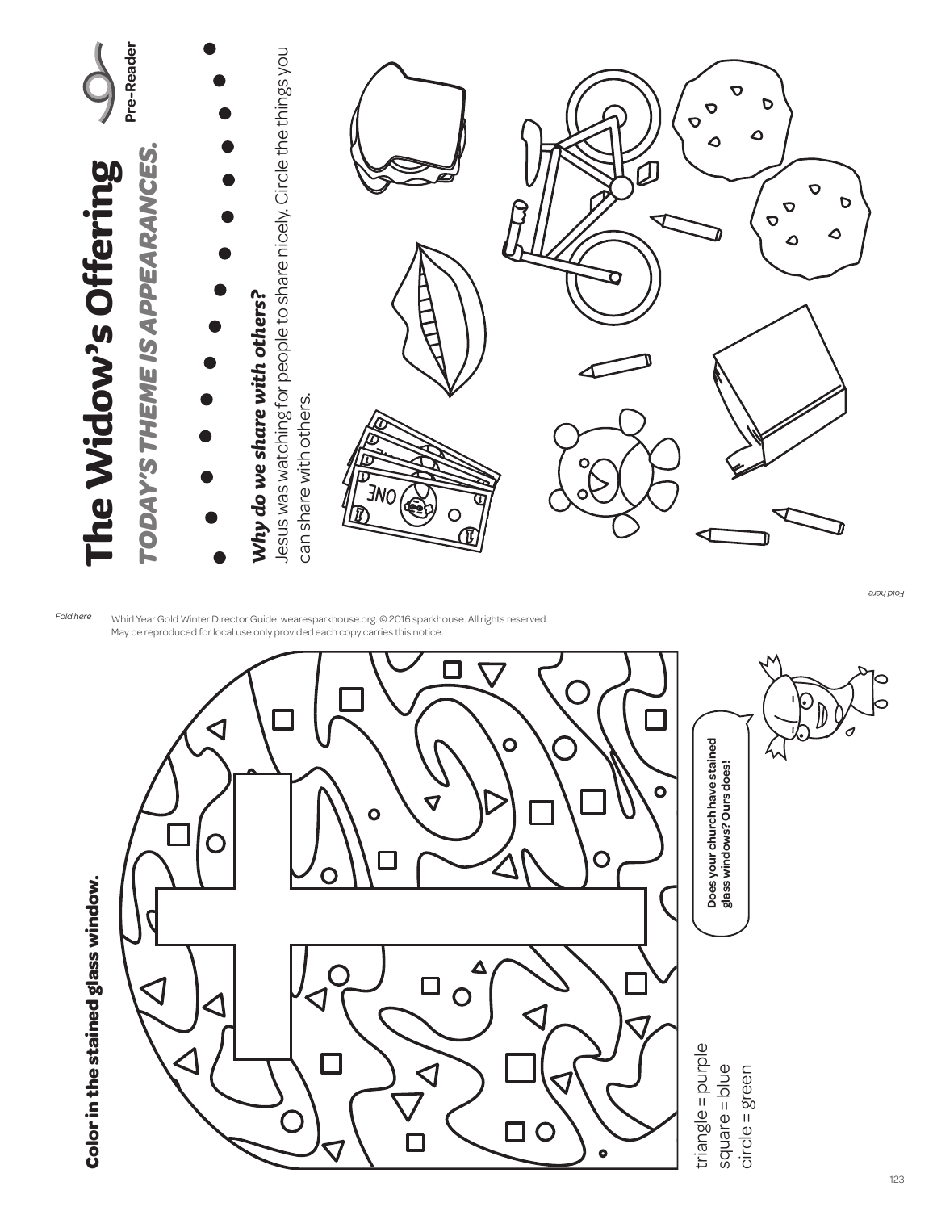# The Widow's Offering

Pre-Reader

## *TODAY'S THEME IS APPEARANCES.*

***Why do we share with others?***

Jesus was watching for people to share nicely. Circle the things you can share with others.

Fold here

Whirl Year Gold Winter Director Guide. wearesparkhouse.org. © 2016 sparkhouse. All rights reserved. May be reproduced for local use only provided each copy carries this notice.

**Color in the stained glass window.**

**Does your church have stained glass windows? Ours does!**

triangle = purple
square = blue
circle = green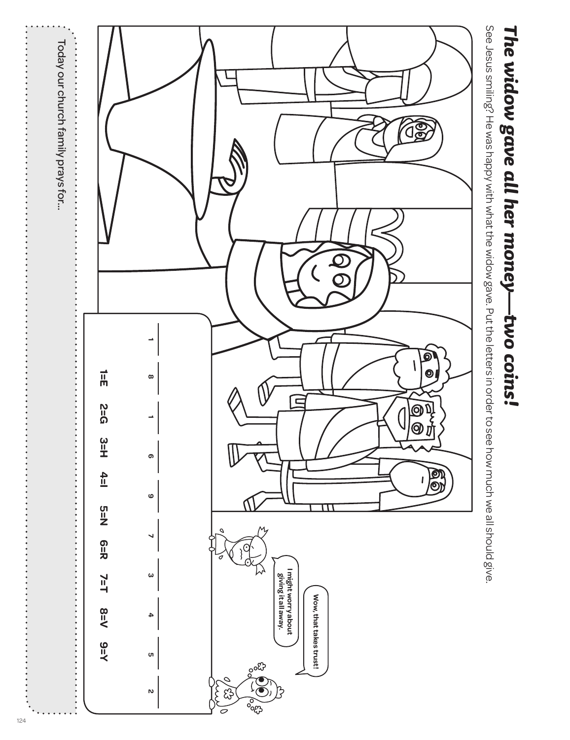# *The widow gave all her money—two coins!*

See Jesus smiling? He was happy with what the widow gave. Put the letters in order to see how much we all should give.

I might worry about giving it all away.

Wow, that takes trust!

\_\_ \_\_ \_\_ \_\_ \_\_ \_\_ \_\_ \_\_ \_\_

1 8 1 6 9 7 3 4 5 2

**1=E 2=G 3=H 4=I 5=N 6=R 7=T 8=V 9=Y**

Today our church family prays for...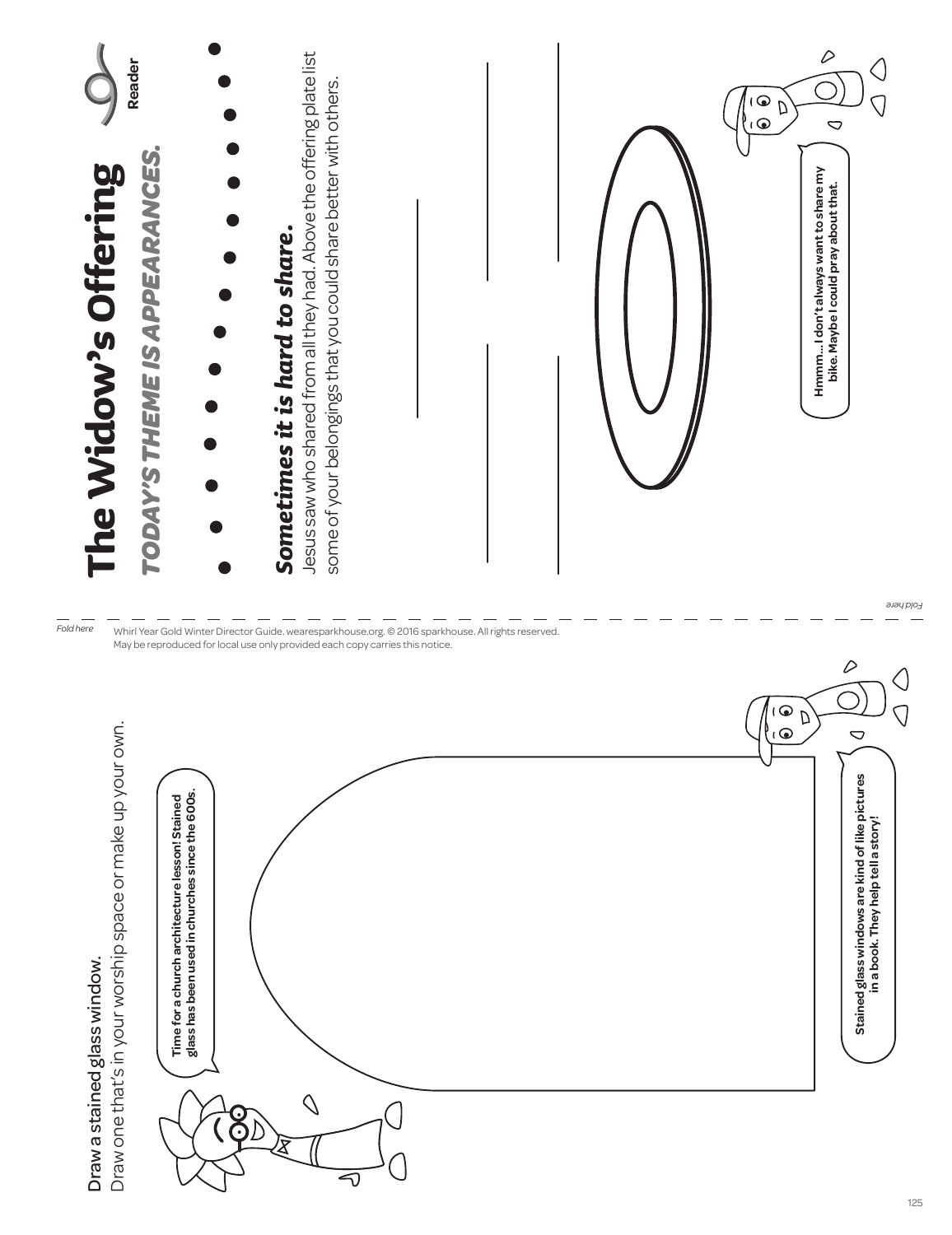# The Widow's Offering

Reader

*TODAY'S THEME IS APPEARANCES.*

***Sometimes it is hard to share.***

Jesus saw who shared from all they had. Above the offering plate list some of your belongings that you could share better with others.

Hmmm... I don't always want to share my bike. Maybe I could pray about that.

Fold here

Whirl Year Gold Winter Director Guide. wearesparkhouse.org. © 2016 sparkhouse. All rights reserved. May be reproduced for local use only provided each copy carries this notice.

Draw a stained glass window.

Draw one that's in your worship space or make up your own.

Time for a church architecture lesson! Stained glass has been used in churches since the 600s.

Stained glass windows are kind of like pictures in a book. They help tell a story!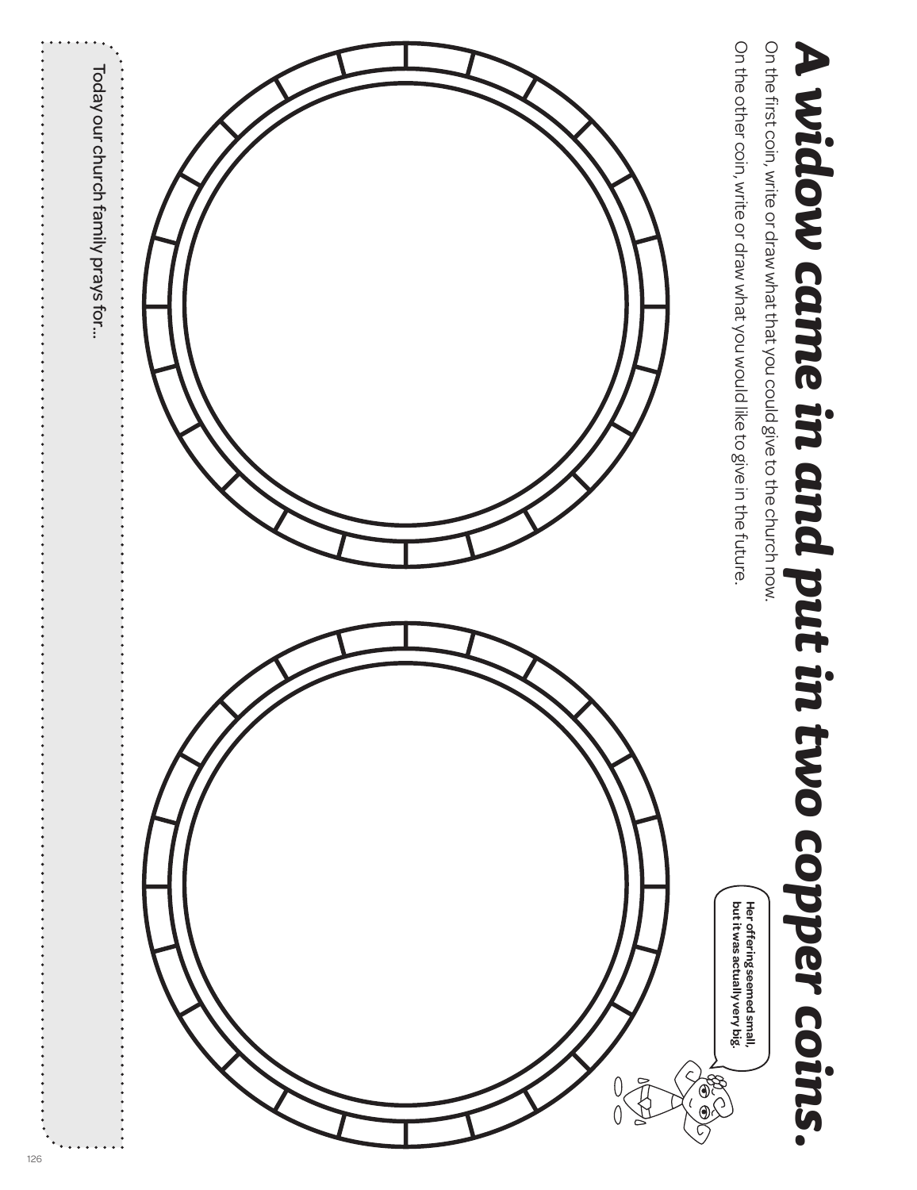# A widow came in and put in two copper coins.

On the first coin, write or draw what that you could give to the church now.

On the other coin, write or draw what you would like to give in the future.

Her offering seemed small, but it was actually very big.

Today our church family prays for...